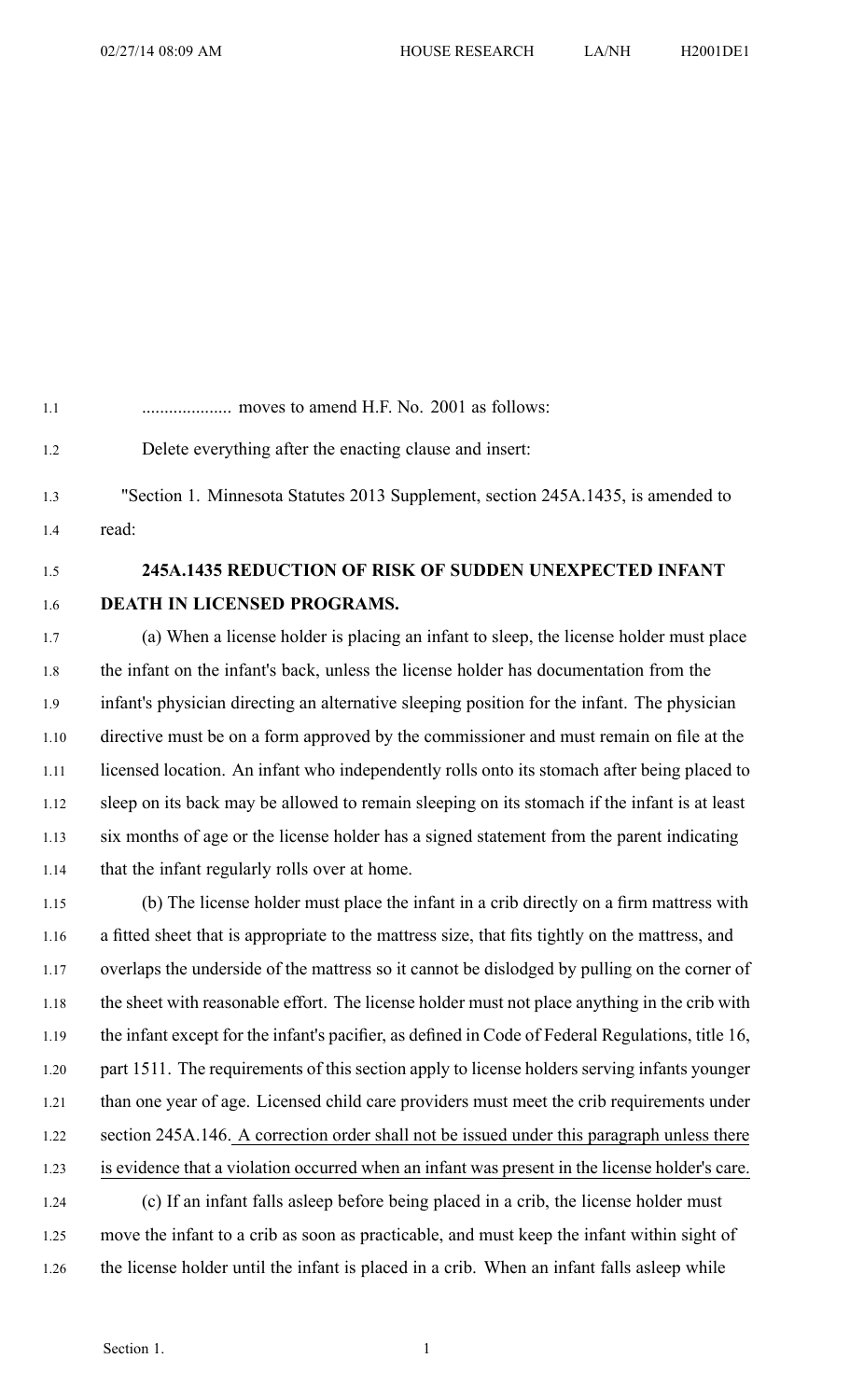.................... moves to amend H.F. No. 2001 as follows:

Delete everything after the enacting clause and insert:

"Section 1. Minnesota Statutes 2013 Supplement, section 245A.1435, is amended to read:

**245A.1435 REDUCTION OF RISK OF SUDDEN UNEXPECTED INFANT DEATH IN LICENSED PROGRAMS.**

(a) When a license holder is placing an infant to sleep, the license holder must place the infant on the infant's back, unless the license holder has documentation from the infant's physician directing an alternative sleeping position for the infant. The physician directive must be on a form approved by the commissioner and must remain on file at the licensed location. An infant who independently rolls onto its stomach after being placed to sleep on its back may be allowed to remain sleeping on its stomach if the infant is at least six months of age or the license holder has a signed statement from the parent indicating that the infant regularly rolls over at home.

(b) The license holder must place the infant in a crib directly on a firm mattress with a fitted sheet that is appropriate to the mattress size, that fits tightly on the mattress, and overlaps the underside of the mattress so it cannot be dislodged by pulling on the corner of the sheet with reasonable effort. The license holder must not place anything in the crib with the infant except for the infant's pacifier, as defined in Code of Federal Regulations, title 16, part 1511. The requirements of this section apply to license holders serving infants younger than one year of age. Licensed child care providers must meet the crib requirements under section 245A.146. <u>A correction order shall not be issued under this paragraph unless there is evidence that a violation occurred when an infant was present in the license holder's care.</u>

(c) If an infant falls asleep before being placed in a crib, the license holder must move the infant to a crib as soon as practicable, and must keep the infant within sight of the license holder until the infant is placed in a crib. When an infant falls asleep while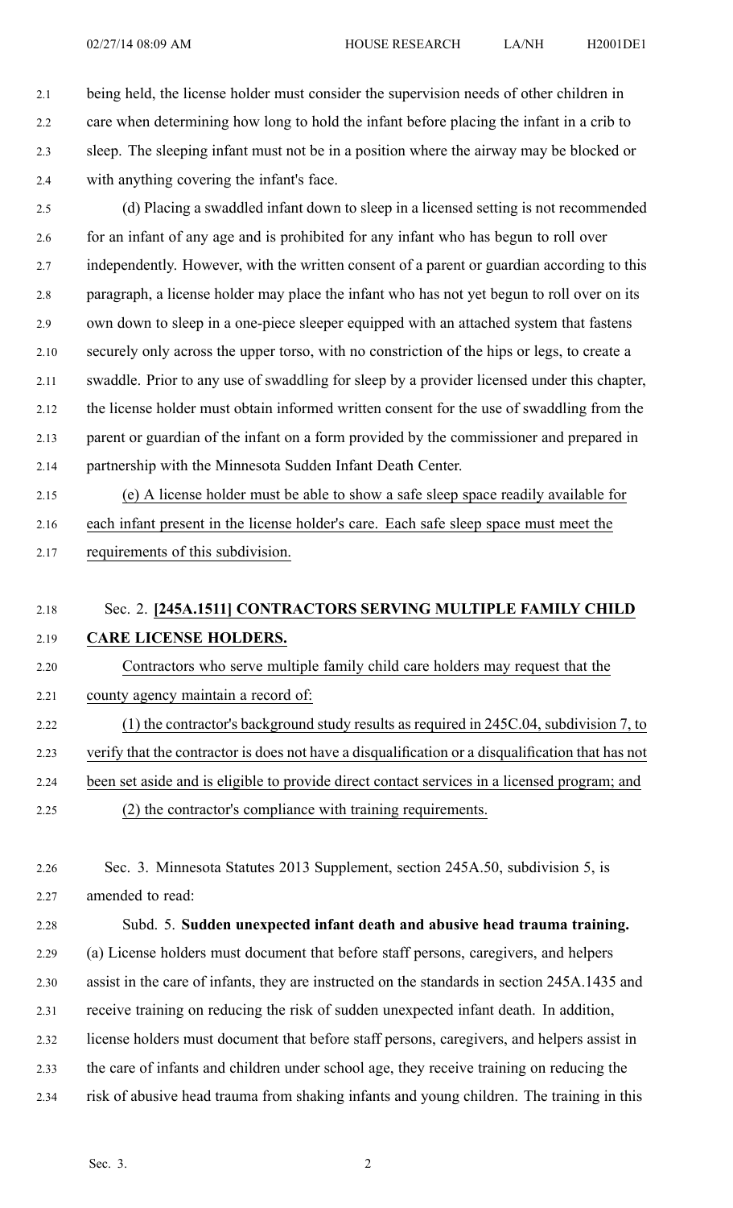being held, the license holder must consider the supervision needs of other children in care when determining how long to hold the infant before placing the infant in a crib to sleep. The sleeping infant must not be in a position where the airway may be blocked or with anything covering the infant's face.

(d) Placing a swaddled infant down to sleep in a licensed setting is not recommended for an infant of any age and is prohibited for any infant who has begun to roll over independently. However, with the written consent of a parent or guardian according to this paragraph, a license holder may place the infant who has not yet begun to roll over on its own down to sleep in a one-piece sleeper equipped with an attached system that fastens securely only across the upper torso, with no constriction of the hips or legs, to create a swaddle. Prior to any use of swaddling for sleep by a provider licensed under this chapter, the license holder must obtain informed written consent for the use of swaddling from the parent or guardian of the infant on a form provided by the commissioner and prepared in partnership with the Minnesota Sudden Infant Death Center.

(e) A license holder must be able to show a safe sleep space readily available for each infant present in the license holder's care. Each safe sleep space must meet the requirements of this subdivision.

Sec. 2. **[245A.1511] CONTRACTORS SERVING MULTIPLE FAMILY CHILD CARE LICENSE HOLDERS.**

Contractors who serve multiple family child care holders may request that the county agency maintain a record of:

(1) the contractor's background study results as required in 245C.04, subdivision 7, to verify that the contractor is does not have a disqualification or a disqualification that has not been set aside and is eligible to provide direct contact services in a licensed program; and

(2) the contractor's compliance with training requirements.

Sec. 3. Minnesota Statutes 2013 Supplement, section 245A.50, subdivision 5, is amended to read:

Subd. 5. **Sudden unexpected infant death and abusive head trauma training.** (a) License holders must document that before staff persons, caregivers, and helpers assist in the care of infants, they are instructed on the standards in section 245A.1435 and receive training on reducing the risk of sudden unexpected infant death. In addition, license holders must document that before staff persons, caregivers, and helpers assist in the care of infants and children under school age, they receive training on reducing the risk of abusive head trauma from shaking infants and young children. The training in this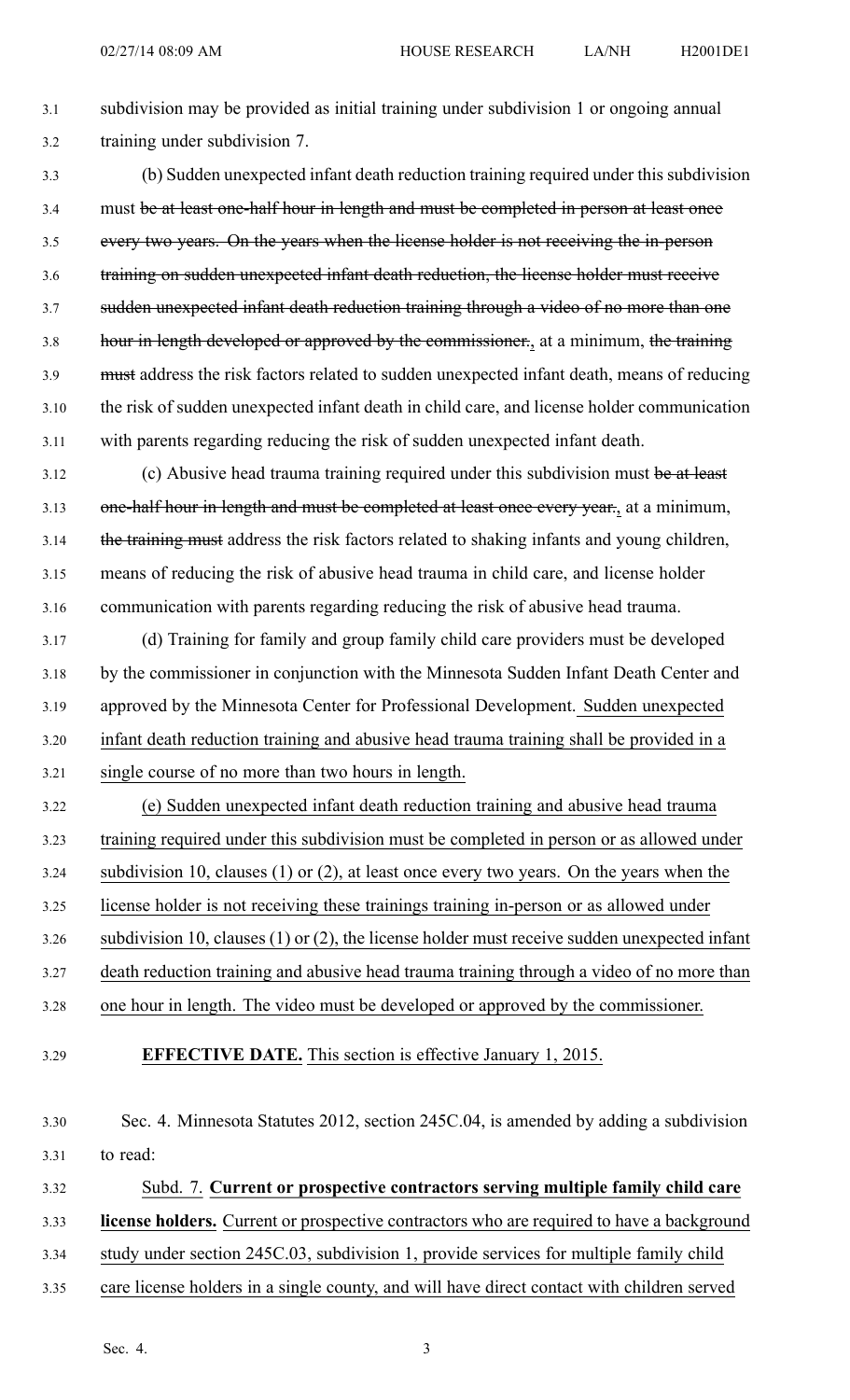subdivision may be provided as initial training under subdivision 1 or ongoing annual training under subdivision 7.

(b) Sudden unexpected infant death reduction training required under this subdivision must ~~be at least one-half hour in length and must be completed in person at least once every two years. On the years when the license holder is not receiving the in-person training on sudden unexpected infant death reduction, the license holder must receive sudden unexpected infant death reduction training through a video of no more than one hour in length developed or approved by the commissioner.~~, at a minimum, ~~the training must~~ address the risk factors related to sudden unexpected infant death, means of reducing the risk of sudden unexpected infant death in child care, and license holder communication with parents regarding reducing the risk of sudden unexpected infant death.

(c) Abusive head trauma training required under this subdivision must ~~be at least one-half hour in length and must be completed at least once every year.~~, at a minimum, ~~the training must~~ address the risk factors related to shaking infants and young children, means of reducing the risk of abusive head trauma in child care, and license holder communication with parents regarding reducing the risk of abusive head trauma.

(d) Training for family and group family child care providers must be developed by the commissioner in conjunction with the Minnesota Sudden Infant Death Center and approved by the Minnesota Center for Professional Development. Sudden unexpected infant death reduction training and abusive head trauma training shall be provided in a single course of no more than two hours in length.

(e) Sudden unexpected infant death reduction training and abusive head trauma training required under this subdivision must be completed in person or as allowed under subdivision 10, clauses (1) or (2), at least once every two years. On the years when the license holder is not receiving these trainings training in-person or as allowed under subdivision 10, clauses (1) or (2), the license holder must receive sudden unexpected infant death reduction training and abusive head trauma training through a video of no more than one hour in length. The video must be developed or approved by the commissioner.

**EFFECTIVE DATE.** This section is effective January 1, 2015.

Sec. 4. Minnesota Statutes 2012, section 245C.04, is amended by adding a subdivision to read:

Subd. 7. **Current or prospective contractors serving multiple family child care license holders.** Current or prospective contractors who are required to have a background study under section 245C.03, subdivision 1, provide services for multiple family child care license holders in a single county, and will have direct contact with children served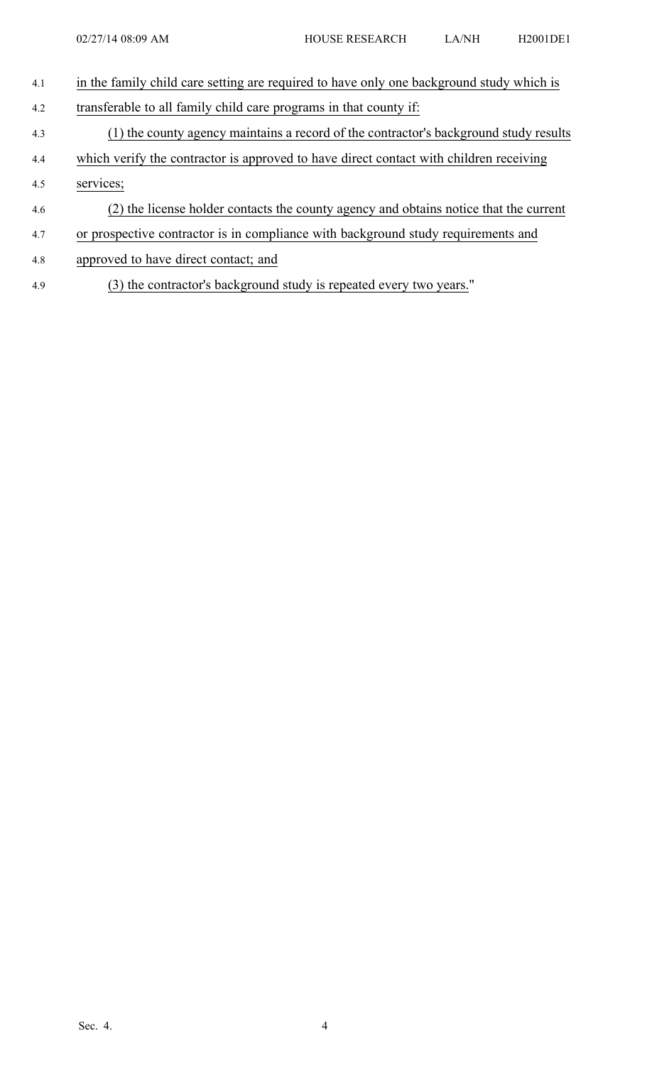in the family child care setting are required to have only one background study which is transferable to all family child care programs in that county if:

(1) the county agency maintains a record of the contractor's background study results which verify the contractor is approved to have direct contact with children receiving services;

(2) the license holder contacts the county agency and obtains notice that the current or prospective contractor is in compliance with background study requirements and approved to have direct contact; and

(3) the contractor's background study is repeated every two years."